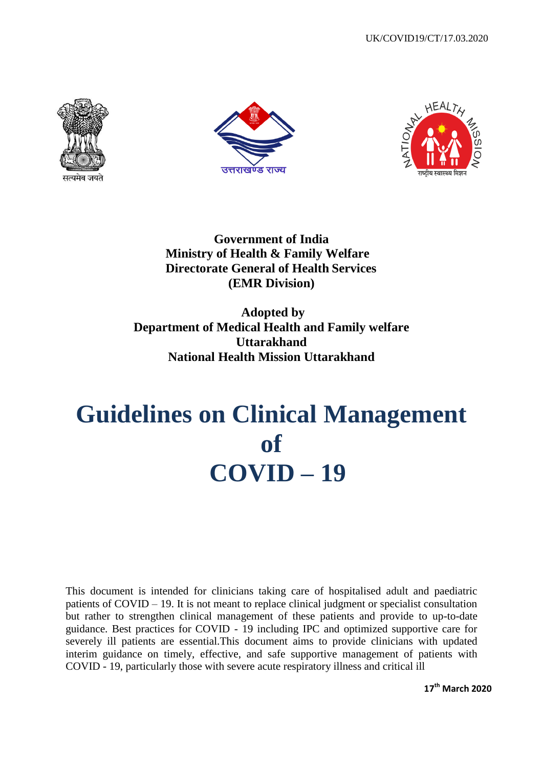UK/COVID19/CT/17.03.2020

**Government of India**
**Ministry of Health & Family Welfare**
**Directorate General of Health Services**
**(EMR Division)**

**Adopted by**
**Department of Medical Health and Family welfare**
**Uttarakhand**
**National Health Mission Uttarakhand**

# Guidelines on Clinical Management of COVID – 19

This document is intended for clinicians taking care of hospitalised adult and paediatric patients of COVID – 19. It is not meant to replace clinical judgment or specialist consultation but rather to strengthen clinical management of these patients and provide to up-to-date guidance. Best practices for COVID - 19 including IPC and optimized supportive care for severely ill patients are essential.This document aims to provide clinicians with updated interim guidance on timely, effective, and safe supportive management of patients with COVID - 19, particularly those with severe acute respiratory illness and critical ill

**17th March 2020**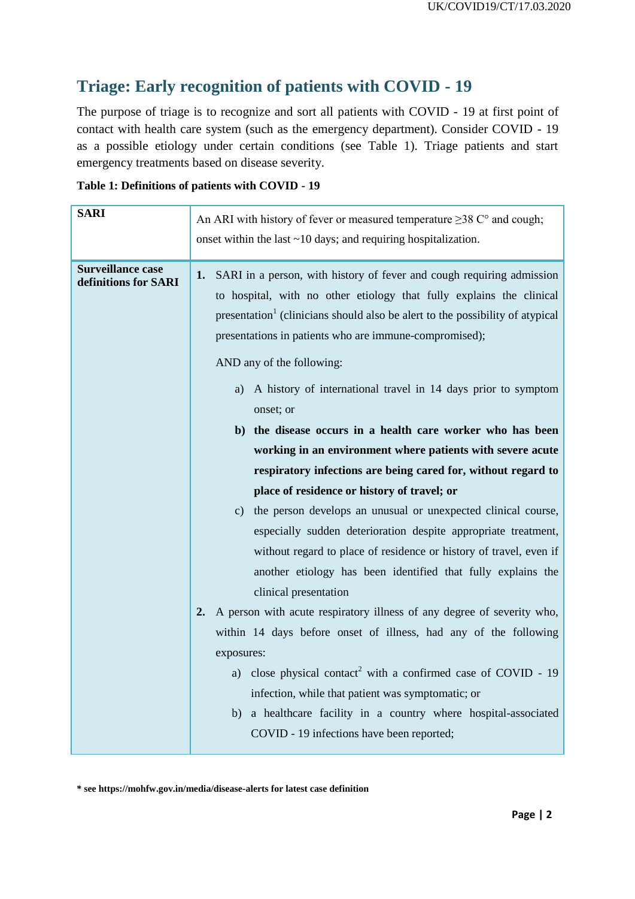## Triage: Early recognition of patients with COVID - 19

The purpose of triage is to recognize and sort all patients with COVID - 19 at first point of contact with health care system (such as the emergency department). Consider COVID - 19 as a possible etiology under certain conditions (see Table 1). Triage patients and start emergency treatments based on disease severity.

**Table 1: Definitions of patients with COVID - 19**

| | |
|---|---|
| **SARI** | An ARI with history of fever or measured temperature ≥38 C° and cough; onset within the last ~10 days; and requiring hospitalization. |
| **Surveillance case definitions for SARI** | **1.** SARI in a person, with history of fever and cough requiring admission to hospital, with no other etiology that fully explains the clinical presentation[1] (clinicians should also be alert to the possibility of atypical presentations in patients who are immune-compromised);<br><br>AND any of the following:<br><br>a) A history of international travel in 14 days prior to symptom onset; or<br>**b) the disease occurs in a health care worker who has been working in an environment where patients with severe acute respiratory infections are being cared for, without regard to place of residence or history of travel; or**<br>c) the person develops an unusual or unexpected clinical course, especially sudden deterioration despite appropriate treatment, without regard to place of residence or history of travel, even if another etiology has been identified that fully explains the clinical presentation<br><br>**2.** A person with acute respiratory illness of any degree of severity who, within 14 days before onset of illness, had any of the following exposures:<br>a) close physical contact[2] with a confirmed case of COVID - 19 infection, while that patient was symptomatic; or<br>b) a healthcare facility in a country where hospital-associated COVID - 19 infections have been reported; |

**\* see https://mohfw.gov.in/media/disease-alerts for latest case definition**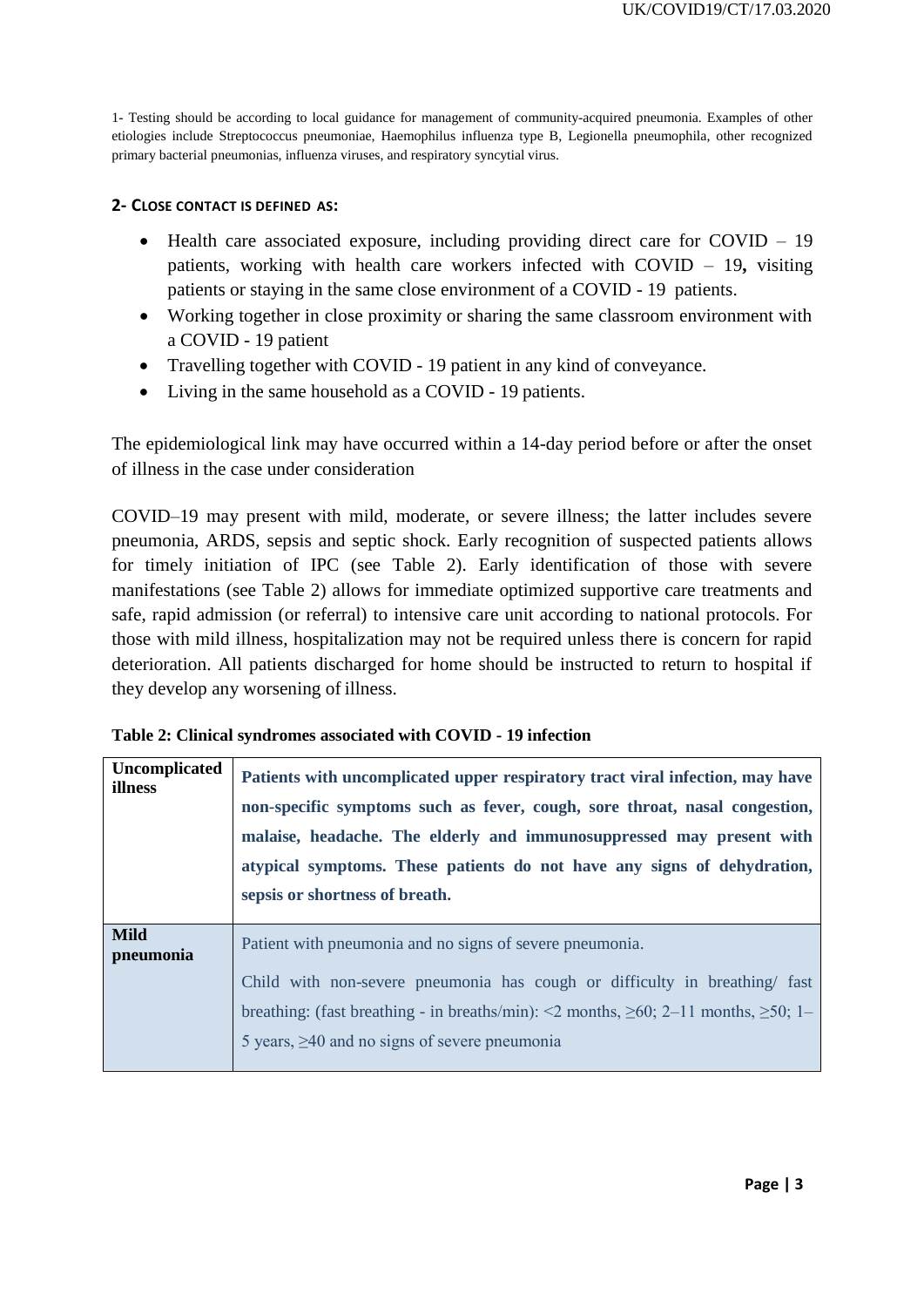1- Testing should be according to local guidance for management of community-acquired pneumonia. Examples of other etiologies include Streptococcus pneumoniae, Haemophilus influenza type B, Legionella pneumophila, other recognized primary bacterial pneumonias, influenza viruses, and respiratory syncytial virus.

**2- CLOSE CONTACT IS DEFINED AS:**

- Health care associated exposure, including providing direct care for COVID – 19 patients, working with health care workers infected with COVID – 19**,** visiting patients or staying in the same close environment of a COVID - 19 patients.
- Working together in close proximity or sharing the same classroom environment with a COVID - 19 patient
- Travelling together with COVID - 19 patient in any kind of conveyance.
- Living in the same household as a COVID - 19 patients.

The epidemiological link may have occurred within a 14-day period before or after the onset of illness in the case under consideration

COVID–19 may present with mild, moderate, or severe illness; the latter includes severe pneumonia, ARDS, sepsis and septic shock. Early recognition of suspected patients allows for timely initiation of IPC (see Table 2). Early identification of those with severe manifestations (see Table 2) allows for immediate optimized supportive care treatments and safe, rapid admission (or referral) to intensive care unit according to national protocols. For those with mild illness, hospitalization may not be required unless there is concern for rapid deterioration. All patients discharged for home should be instructed to return to hospital if they develop any worsening of illness.

**Table 2: Clinical syndromes associated with COVID - 19 infection**

| | |
|---|---|
| **Uncomplicated illness** | **Patients with uncomplicated upper respiratory tract viral infection, may have non-specific symptoms such as fever, cough, sore throat, nasal congestion, malaise, headache. The elderly and immunosuppressed may present with atypical symptoms. These patients do not have any signs of dehydration, sepsis or shortness of breath.** |
| **Mild pneumonia** | Patient with pneumonia and no signs of severe pneumonia.<br><br>Child with non-severe pneumonia has cough or difficulty in breathing/ fast breathing: (fast breathing - in breaths/min): <2 months, ≥60; 2–11 months, ≥50; 1–5 years, ≥40 and no signs of severe pneumonia |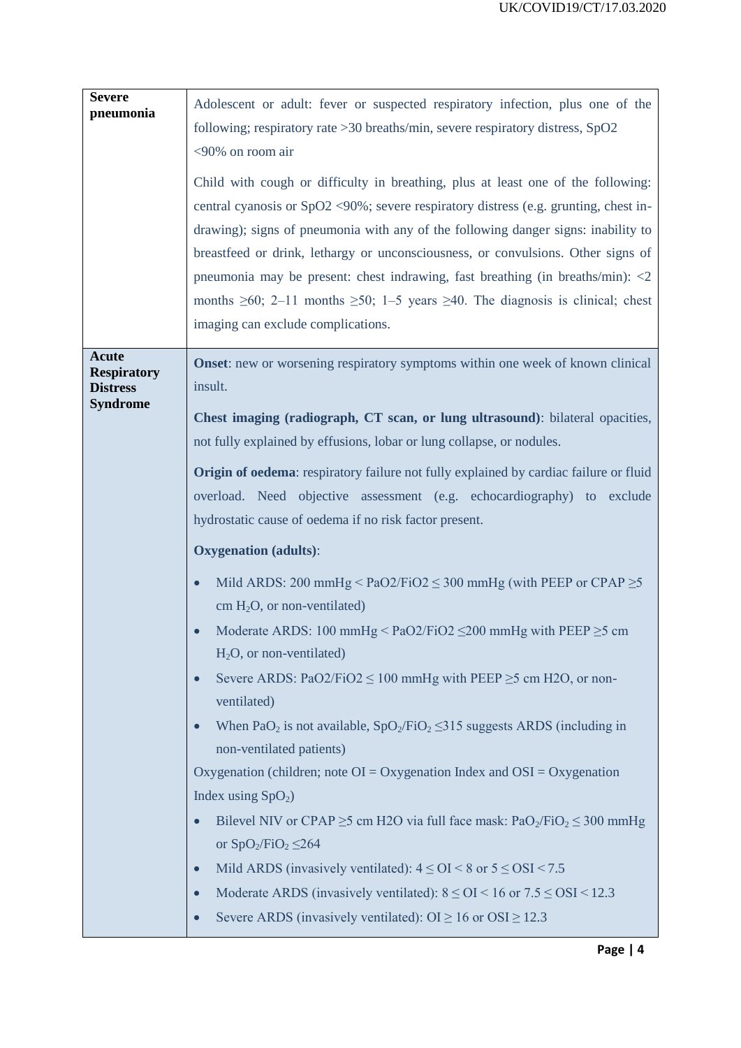| | |
|---|---|
| **Severe pneumonia** | Adolescent or adult: fever or suspected respiratory infection, plus one of the following; respiratory rate >30 breaths/min, severe respiratory distress, $SpO_2$ <90% on room air<br><br>Child with cough or difficulty in breathing, plus at least one of the following: central cyanosis or $SpO_2$ <90%; severe respiratory distress (e.g. grunting, chest in-drawing); signs of pneumonia with any of the following danger signs: inability to breastfeed or drink, lethargy or unconsciousness, or convulsions. Other signs of pneumonia may be present: chest indrawing, fast breathing (in breaths/min): <2 months ≥60; 2–11 months ≥50; 1–5 years ≥40. The diagnosis is clinical; chest imaging can exclude complications. |
| **Acute Respiratory Distress Syndrome** | **Onset**: new or worsening respiratory symptoms within one week of known clinical insult.<br><br>**Chest imaging (radiograph, CT scan, or lung ultrasound)**: bilateral opacities, not fully explained by effusions, lobar or lung collapse, or nodules.<br><br>**Origin of oedema**: respiratory failure not fully explained by cardiac failure or fluid overload. Need objective assessment (e.g. echocardiography) to exclude hydrostatic cause of oedema if no risk factor present.<br><br>**Oxygenation (adults)**:<br>• Mild ARDS: 200 mmHg < $PaO_2/FiO_2$ ≤ 300 mmHg (with PEEP or CPAP ≥5 cm $H_2O$, or non-ventilated)<br>• Moderate ARDS: 100 mmHg < $PaO_2/FiO_2$ ≤200 mmHg with PEEP ≥5 cm $H_2O$, or non-ventilated)<br>• Severe ARDS: $PaO_2/FiO_2$ ≤ 100 mmHg with PEEP ≥5 cm $H_2O$, or non-ventilated)<br>• When $PaO_2$ is not available, $SpO_2/FiO_2$ ≤315 suggests ARDS (including in non-ventilated patients)<br><br>Oxygenation (children; note OI = Oxygenation Index and OSI = Oxygenation Index using $SpO_2$)<br>• Bilevel NIV or CPAP ≥5 cm $H_2O$ via full face mask: $PaO_2/FiO_2$ ≤ 300 mmHg or $SpO_2/FiO_2$ ≤264<br>• Mild ARDS (invasively ventilated): 4 ≤ OI < 8 or 5 ≤ OSI < 7.5<br>• Moderate ARDS (invasively ventilated): 8 ≤ OI < 16 or 7.5 ≤ OSI < 12.3<br>• Severe ARDS (invasively ventilated): OI ≥ 16 or OSI ≥ 12.3 |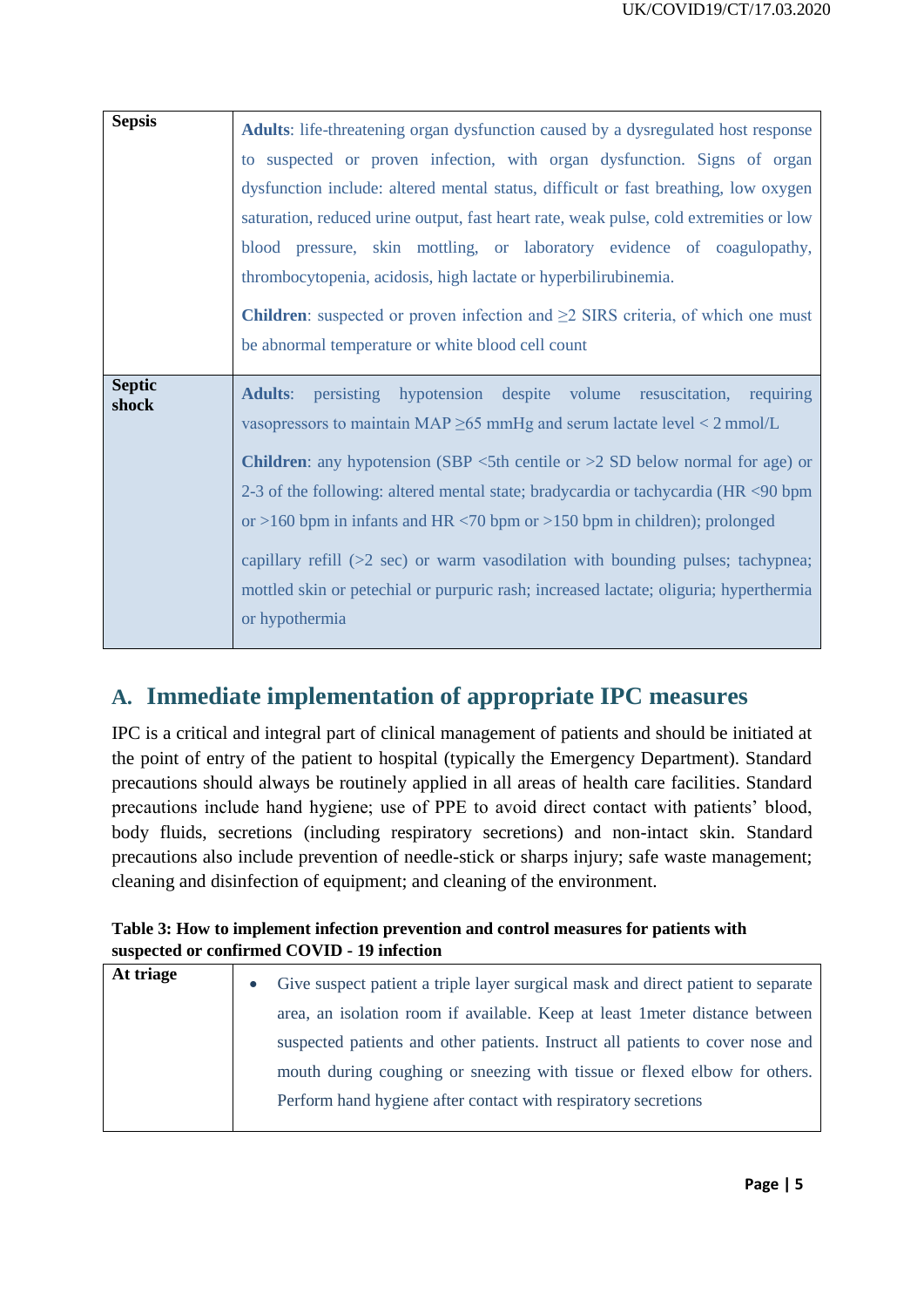| | |
|---|---|
| **Sepsis** | **Adults**: life-threatening organ dysfunction caused by a dysregulated host response to suspected or proven infection, with organ dysfunction. Signs of organ dysfunction include: altered mental status, difficult or fast breathing, low oxygen saturation, reduced urine output, fast heart rate, weak pulse, cold extremities or low blood pressure, skin mottling, or laboratory evidence of coagulopathy, thrombocytopenia, acidosis, high lactate or hyperbilirubinemia.<br><br>**Children**: suspected or proven infection and ≥2 SIRS criteria, of which one must be abnormal temperature or white blood cell count |
| **Septic shock** | **Adults**: persisting hypotension despite volume resuscitation, requiring vasopressors to maintain MAP ≥65 mmHg and serum lactate level < 2 mmol/L<br><br>**Children**: any hypotension (SBP <5th centile or >2 SD below normal for age) or 2-3 of the following: altered mental state; bradycardia or tachycardia (HR <90 bpm or >160 bpm in infants and HR <70 bpm or >150 bpm in children); prolonged capillary refill (>2 sec) or warm vasodilation with bounding pulses; tachypnea; mottled skin or petechial or purpuric rash; increased lactate; oliguria; hyperthermia or hypothermia |

## A. Immediate implementation of appropriate IPC measures

IPC is a critical and integral part of clinical management of patients and should be initiated at the point of entry of the patient to hospital (typically the Emergency Department). Standard precautions should always be routinely applied in all areas of health care facilities. Standard precautions include hand hygiene; use of PPE to avoid direct contact with patients' blood, body fluids, secretions (including respiratory secretions) and non-intact skin. Standard precautions also include prevention of needle-stick or sharps injury; safe waste management; cleaning and disinfection of equipment; and cleaning of the environment.

**Table 3: How to implement infection prevention and control measures for patients with suspected or confirmed COVID - 19 infection**

| | |
|---|---|
| **At triage** | • Give suspect patient a triple layer surgical mask and direct patient to separate area, an isolation room if available. Keep at least 1meter distance between suspected patients and other patients. Instruct all patients to cover nose and mouth during coughing or sneezing with tissue or flexed elbow for others. Perform hand hygiene after contact with respiratory secretions |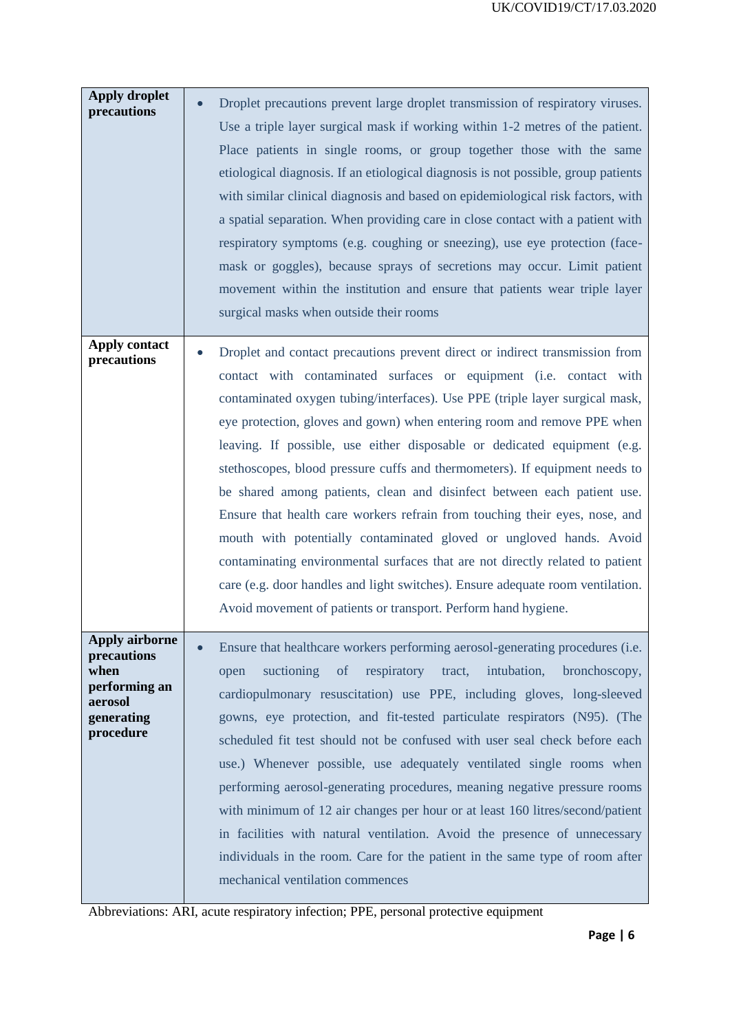| | |
|---|---|
| **Apply droplet precautions** | • Droplet precautions prevent large droplet transmission of respiratory viruses. Use a triple layer surgical mask if working within 1-2 metres of the patient. Place patients in single rooms, or group together those with the same etiological diagnosis. If an etiological diagnosis is not possible, group patients with similar clinical diagnosis and based on epidemiological risk factors, with a spatial separation. When providing care in close contact with a patient with respiratory symptoms (e.g. coughing or sneezing), use eye protection (face-mask or goggles), because sprays of secretions may occur. Limit patient movement within the institution and ensure that patients wear triple layer surgical masks when outside their rooms |
| **Apply contact precautions** | • Droplet and contact precautions prevent direct or indirect transmission from contact with contaminated surfaces or equipment (i.e. contact with contaminated oxygen tubing/interfaces). Use PPE (triple layer surgical mask, eye protection, gloves and gown) when entering room and remove PPE when leaving. If possible, use either disposable or dedicated equipment (e.g. stethoscopes, blood pressure cuffs and thermometers). If equipment needs to be shared among patients, clean and disinfect between each patient use. Ensure that health care workers refrain from touching their eyes, nose, and mouth with potentially contaminated gloved or ungloved hands. Avoid contaminating environmental surfaces that are not directly related to patient care (e.g. door handles and light switches). Ensure adequate room ventilation. Avoid movement of patients or transport. Perform hand hygiene. |
| **Apply airborne precautions when performing an aerosol generating procedure** | • Ensure that healthcare workers performing aerosol-generating procedures (i.e. open suctioning of respiratory tract, intubation, bronchoscopy, cardiopulmonary resuscitation) use PPE, including gloves, long-sleeved gowns, eye protection, and fit-tested particulate respirators (N95). (The scheduled fit test should not be confused with user seal check before each use.) Whenever possible, use adequately ventilated single rooms when performing aerosol-generating procedures, meaning negative pressure rooms with minimum of 12 air changes per hour or at least 160 litres/second/patient in facilities with natural ventilation. Avoid the presence of unnecessary individuals in the room. Care for the patient in the same type of room after mechanical ventilation commences |

Abbreviations: ARI, acute respiratory infection; PPE, personal protective equipment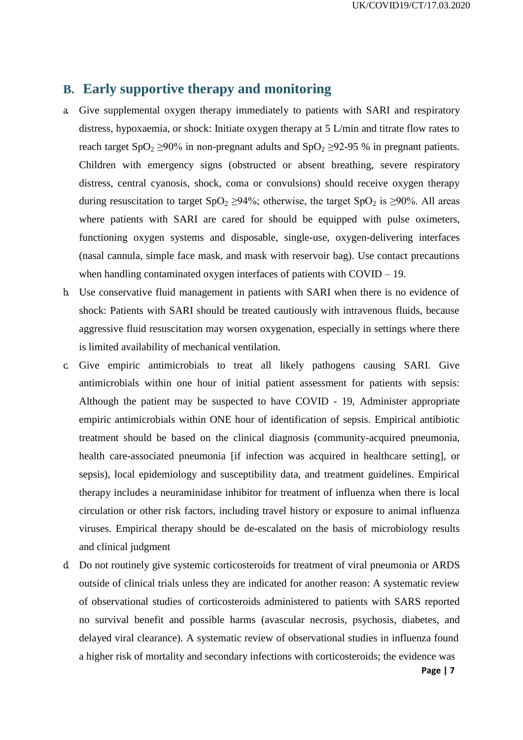## B. Early supportive therapy and monitoring

a. Give supplemental oxygen therapy immediately to patients with SARI and respiratory distress, hypoxaemia, or shock: Initiate oxygen therapy at 5 L/min and titrate flow rates to reach target $SpO_2 \geq 90\%$ in non-pregnant adults and $SpO_2 \geq 92\text{-}95$ % in pregnant patients. Children with emergency signs (obstructed or absent breathing, severe respiratory distress, central cyanosis, shock, coma or convulsions) should receive oxygen therapy during resuscitation to target $SpO_2 \geq 94\%$; otherwise, the target $SpO_2$ is $\geq 90\%$. All areas where patients with SARI are cared for should be equipped with pulse oximeters, functioning oxygen systems and disposable, single-use, oxygen-delivering interfaces (nasal cannula, simple face mask, and mask with reservoir bag). Use contact precautions when handling contaminated oxygen interfaces of patients with COVID – 19.

b. Use conservative fluid management in patients with SARI when there is no evidence of shock: Patients with SARI should be treated cautiously with intravenous fluids, because aggressive fluid resuscitation may worsen oxygenation, especially in settings where there is limited availability of mechanical ventilation.

c. Give empiric antimicrobials to treat all likely pathogens causing SARI. Give antimicrobials within one hour of initial patient assessment for patients with sepsis: Although the patient may be suspected to have COVID - 19, Administer appropriate empiric antimicrobials within ONE hour of identification of sepsis. Empirical antibiotic treatment should be based on the clinical diagnosis (community-acquired pneumonia, health care-associated pneumonia [if infection was acquired in healthcare setting], or sepsis), local epidemiology and susceptibility data, and treatment guidelines. Empirical therapy includes a neuraminidase inhibitor for treatment of influenza when there is local circulation or other risk factors, including travel history or exposure to animal influenza viruses. Empirical therapy should be de-escalated on the basis of microbiology results and clinical judgment

d. Do not routinely give systemic corticosteroids for treatment of viral pneumonia or ARDS outside of clinical trials unless they are indicated for another reason: A systematic review of observational studies of corticosteroids administered to patients with SARS reported no survival benefit and possible harms (avascular necrosis, psychosis, diabetes, and delayed viral clearance). A systematic review of observational studies in influenza found a higher risk of mortality and secondary infections with corticosteroids; the evidence was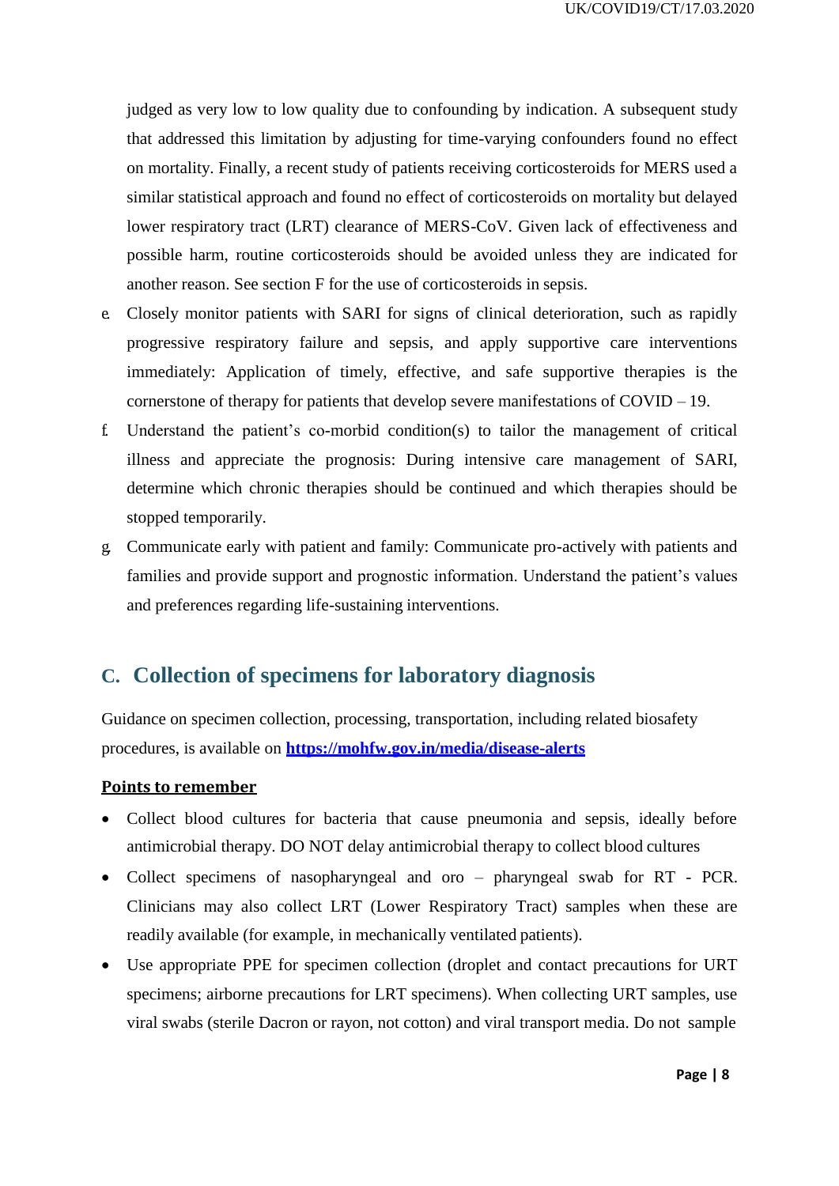judged as very low to low quality due to confounding by indication. A subsequent study that addressed this limitation by adjusting for time-varying confounders found no effect on mortality. Finally, a recent study of patients receiving corticosteroids for MERS used a similar statistical approach and found no effect of corticosteroids on mortality but delayed lower respiratory tract (LRT) clearance of MERS-CoV. Given lack of effectiveness and possible harm, routine corticosteroids should be avoided unless they are indicated for another reason. See section F for the use of corticosteroids in sepsis.

e. Closely monitor patients with SARI for signs of clinical deterioration, such as rapidly progressive respiratory failure and sepsis, and apply supportive care interventions immediately: Application of timely, effective, and safe supportive therapies is the cornerstone of therapy for patients that develop severe manifestations of COVID – 19.

f. Understand the patient's co-morbid condition(s) to tailor the management of critical illness and appreciate the prognosis: During intensive care management of SARI, determine which chronic therapies should be continued and which therapies should be stopped temporarily.

g. Communicate early with patient and family: Communicate pro-actively with patients and families and provide support and prognostic information. Understand the patient's values and preferences regarding life-sustaining interventions.

## C. Collection of specimens for laboratory diagnosis

Guidance on specimen collection, processing, transportation, including related biosafety procedures, is available on **https://mohfw.gov.in/media/disease-alerts**

**Points to remember**

- Collect blood cultures for bacteria that cause pneumonia and sepsis, ideally before antimicrobial therapy. DO NOT delay antimicrobial therapy to collect blood cultures
- Collect specimens of nasopharyngeal and oro – pharyngeal swab for RT - PCR. Clinicians may also collect LRT (Lower Respiratory Tract) samples when these are readily available (for example, in mechanically ventilated patients).
- Use appropriate PPE for specimen collection (droplet and contact precautions for URT specimens; airborne precautions for LRT specimens). When collecting URT samples, use viral swabs (sterile Dacron or rayon, not cotton) and viral transport media. Do not sample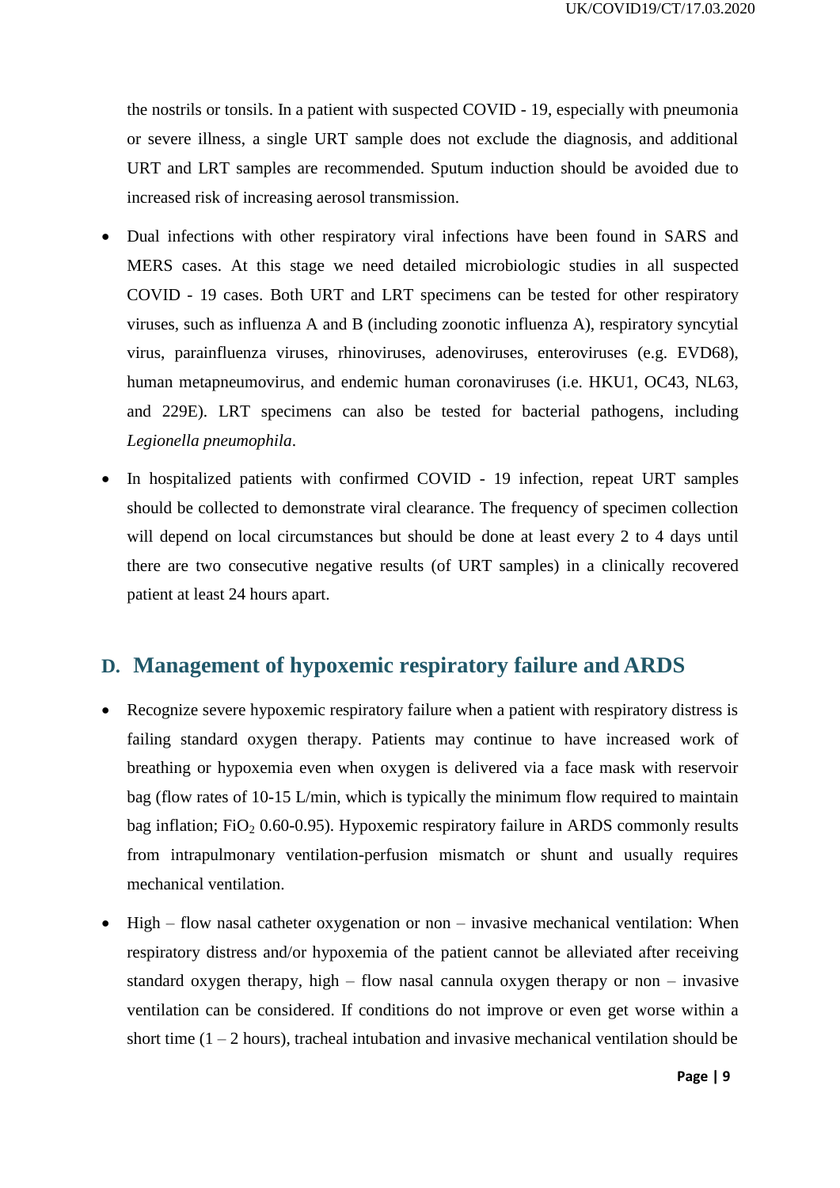the nostrils or tonsils. In a patient with suspected COVID - 19, especially with pneumonia or severe illness, a single URT sample does not exclude the diagnosis, and additional URT and LRT samples are recommended. Sputum induction should be avoided due to increased risk of increasing aerosol transmission.

- Dual infections with other respiratory viral infections have been found in SARS and MERS cases. At this stage we need detailed microbiologic studies in all suspected COVID - 19 cases. Both URT and LRT specimens can be tested for other respiratory viruses, such as influenza A and B (including zoonotic influenza A), respiratory syncytial virus, parainfluenza viruses, rhinoviruses, adenoviruses, enteroviruses (e.g. EVD68), human metapneumovirus, and endemic human coronaviruses (i.e. HKU1, OC43, NL63, and 229E). LRT specimens can also be tested for bacterial pathogens, including *Legionella pneumophila*.
- In hospitalized patients with confirmed COVID - 19 infection, repeat URT samples should be collected to demonstrate viral clearance. The frequency of specimen collection will depend on local circumstances but should be done at least every 2 to 4 days until there are two consecutive negative results (of URT samples) in a clinically recovered patient at least 24 hours apart.

## D. Management of hypoxemic respiratory failure and ARDS

- Recognize severe hypoxemic respiratory failure when a patient with respiratory distress is failing standard oxygen therapy. Patients may continue to have increased work of breathing or hypoxemia even when oxygen is delivered via a face mask with reservoir bag (flow rates of 10-15 L/min, which is typically the minimum flow required to maintain bag inflation; $FiO_2$ 0.60-0.95). Hypoxemic respiratory failure in ARDS commonly results from intrapulmonary ventilation-perfusion mismatch or shunt and usually requires mechanical ventilation.
- High – flow nasal catheter oxygenation or non – invasive mechanical ventilation: When respiratory distress and/or hypoxemia of the patient cannot be alleviated after receiving standard oxygen therapy, high – flow nasal cannula oxygen therapy or non – invasive ventilation can be considered. If conditions do not improve or even get worse within a short time (1 – 2 hours), tracheal intubation and invasive mechanical ventilation should be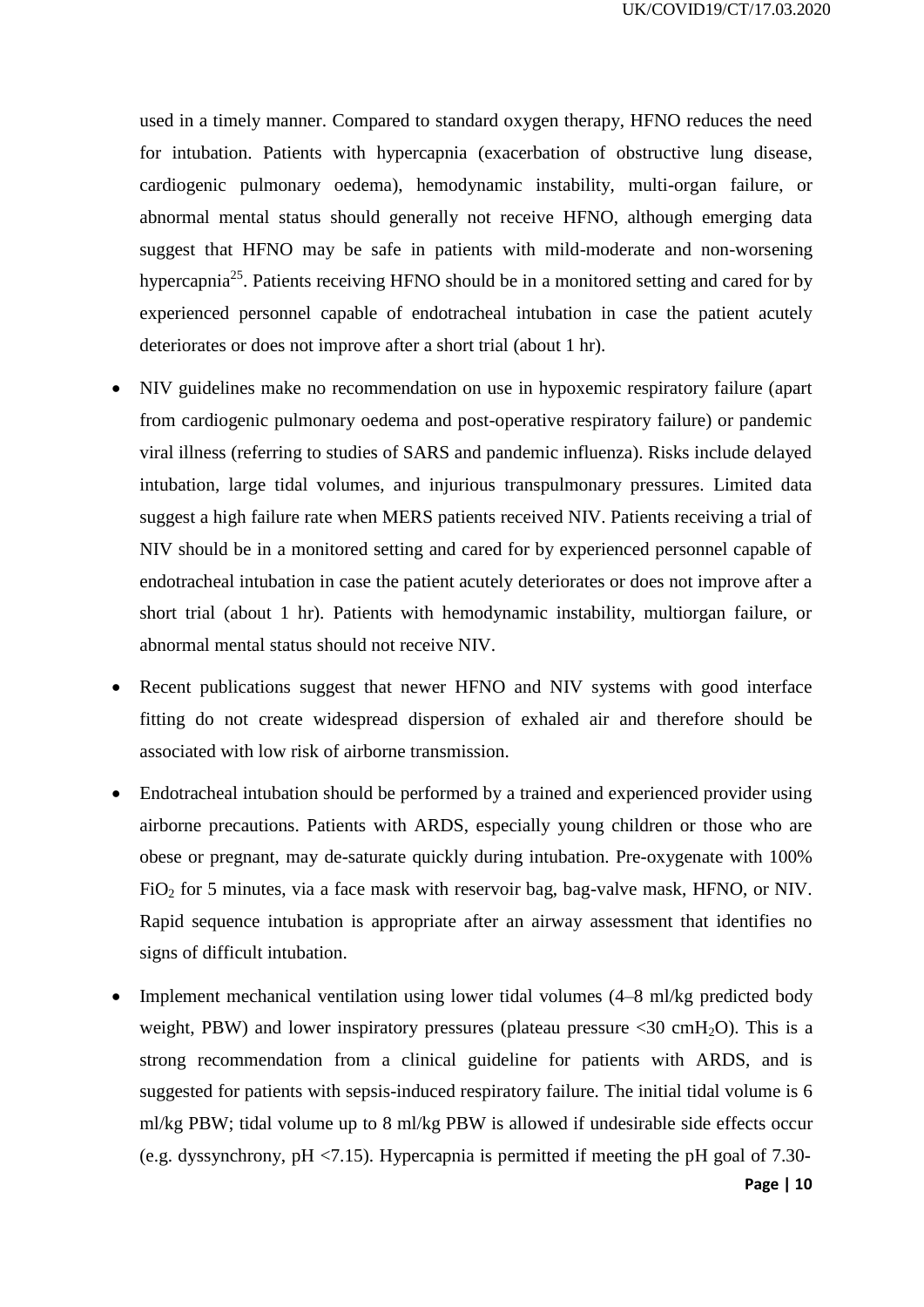used in a timely manner. Compared to standard oxygen therapy, HFNO reduces the need for intubation. Patients with hypercapnia (exacerbation of obstructive lung disease, cardiogenic pulmonary oedema), hemodynamic instability, multi-organ failure, or abnormal mental status should generally not receive HFNO, although emerging data suggest that HFNO may be safe in patients with mild-moderate and non-worsening hypercapnia[25]. Patients receiving HFNO should be in a monitored setting and cared for by experienced personnel capable of endotracheal intubation in case the patient acutely deteriorates or does not improve after a short trial (about 1 hr).

- NIV guidelines make no recommendation on use in hypoxemic respiratory failure (apart from cardiogenic pulmonary oedema and post-operative respiratory failure) or pandemic viral illness (referring to studies of SARS and pandemic influenza). Risks include delayed intubation, large tidal volumes, and injurious transpulmonary pressures. Limited data suggest a high failure rate when MERS patients received NIV. Patients receiving a trial of NIV should be in a monitored setting and cared for by experienced personnel capable of endotracheal intubation in case the patient acutely deteriorates or does not improve after a short trial (about 1 hr). Patients with hemodynamic instability, multiorgan failure, or abnormal mental status should not receive NIV.
- Recent publications suggest that newer HFNO and NIV systems with good interface fitting do not create widespread dispersion of exhaled air and therefore should be associated with low risk of airborne transmission.
- Endotracheal intubation should be performed by a trained and experienced provider using airborne precautions. Patients with ARDS, especially young children or those who are obese or pregnant, may de-saturate quickly during intubation. Pre-oxygenate with 100% $FiO_2$ for 5 minutes, via a face mask with reservoir bag, bag-valve mask, HFNO, or NIV. Rapid sequence intubation is appropriate after an airway assessment that identifies no signs of difficult intubation.
- Implement mechanical ventilation using lower tidal volumes (4–8 ml/kg predicted body weight, PBW) and lower inspiratory pressures (plateau pressure <30 $cmH_2O$). This is a strong recommendation from a clinical guideline for patients with ARDS, and is suggested for patients with sepsis-induced respiratory failure. The initial tidal volume is 6 ml/kg PBW; tidal volume up to 8 ml/kg PBW is allowed if undesirable side effects occur (e.g. dyssynchrony, pH <7.15). Hypercapnia is permitted if meeting the pH goal of 7.30-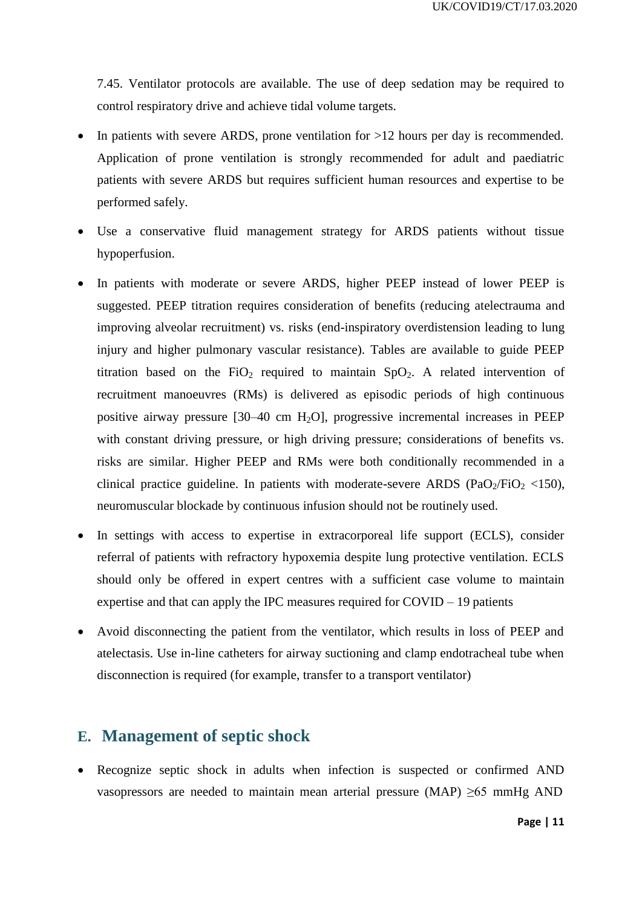7.45. Ventilator protocols are available. The use of deep sedation may be required to control respiratory drive and achieve tidal volume targets.

- In patients with severe ARDS, prone ventilation for >12 hours per day is recommended. Application of prone ventilation is strongly recommended for adult and paediatric patients with severe ARDS but requires sufficient human resources and expertise to be performed safely.
- Use a conservative fluid management strategy for ARDS patients without tissue hypoperfusion.
- In patients with moderate or severe ARDS, higher PEEP instead of lower PEEP is suggested. PEEP titration requires consideration of benefits (reducing atelectrauma and improving alveolar recruitment) vs. risks (end-inspiratory overdistension leading to lung injury and higher pulmonary vascular resistance). Tables are available to guide PEEP titration based on the $FiO_2$ required to maintain $SpO_2$. A related intervention of recruitment manoeuvres (RMs) is delivered as episodic periods of high continuous positive airway pressure [30–40 cm $H_2O$], progressive incremental increases in PEEP with constant driving pressure, or high driving pressure; considerations of benefits vs. risks are similar. Higher PEEP and RMs were both conditionally recommended in a clinical practice guideline. In patients with moderate-severe ARDS ($PaO_2/FiO_2$ <150), neuromuscular blockade by continuous infusion should not be routinely used.
- In settings with access to expertise in extracorporeal life support (ECLS), consider referral of patients with refractory hypoxemia despite lung protective ventilation. ECLS should only be offered in expert centres with a sufficient case volume to maintain expertise and that can apply the IPC measures required for COVID – 19 patients
- Avoid disconnecting the patient from the ventilator, which results in loss of PEEP and atelectasis. Use in-line catheters for airway suctioning and clamp endotracheal tube when disconnection is required (for example, transfer to a transport ventilator)

## E. Management of septic shock

- Recognize septic shock in adults when infection is suspected or confirmed AND vasopressors are needed to maintain mean arterial pressure (MAP) ≥65 mmHg AND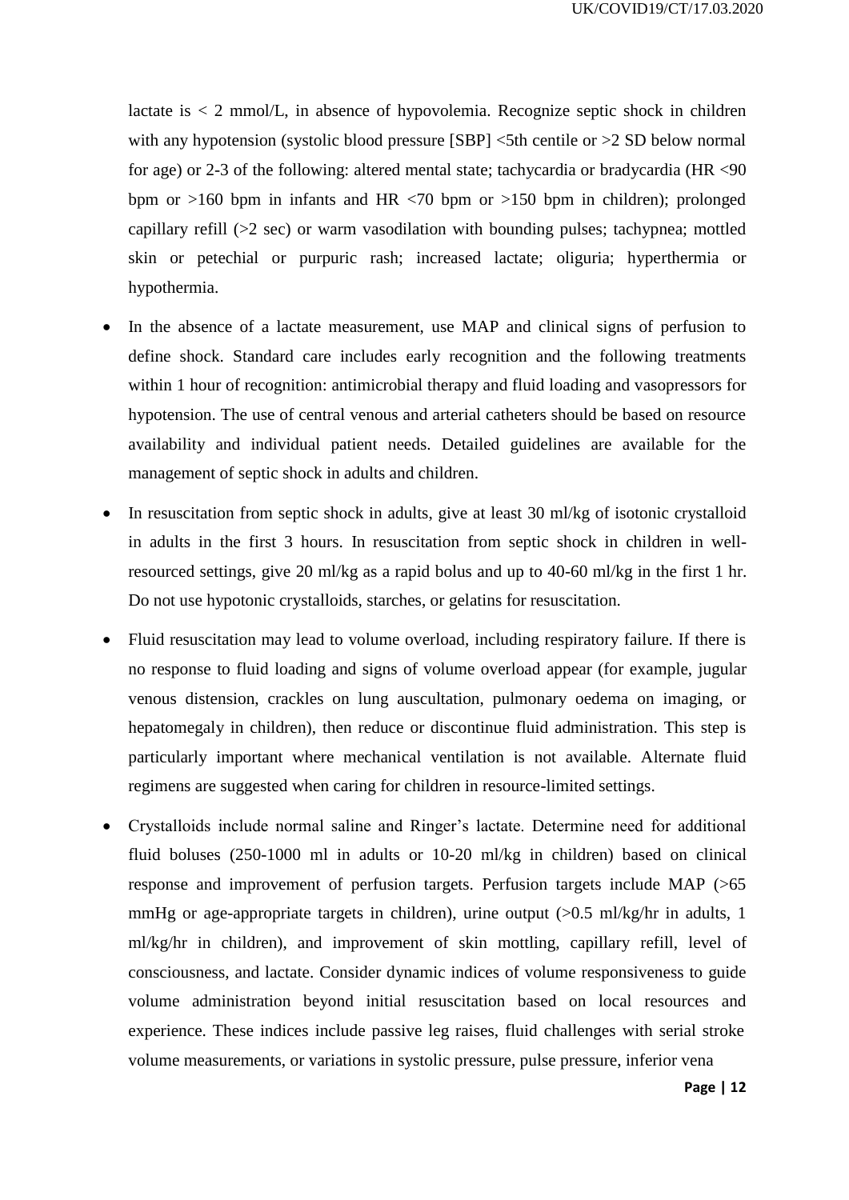lactate is < 2 mmol/L, in absence of hypovolemia. Recognize septic shock in children with any hypotension (systolic blood pressure [SBP] <5th centile or >2 SD below normal for age) or 2-3 of the following: altered mental state; tachycardia or bradycardia (HR <90 bpm or >160 bpm in infants and HR <70 bpm or >150 bpm in children); prolonged capillary refill (>2 sec) or warm vasodilation with bounding pulses; tachypnea; mottled skin or petechial or purpuric rash; increased lactate; oliguria; hyperthermia or hypothermia.

- In the absence of a lactate measurement, use MAP and clinical signs of perfusion to define shock. Standard care includes early recognition and the following treatments within 1 hour of recognition: antimicrobial therapy and fluid loading and vasopressors for hypotension. The use of central venous and arterial catheters should be based on resource availability and individual patient needs. Detailed guidelines are available for the management of septic shock in adults and children.
- In resuscitation from septic shock in adults, give at least 30 ml/kg of isotonic crystalloid in adults in the first 3 hours. In resuscitation from septic shock in children in well-resourced settings, give 20 ml/kg as a rapid bolus and up to 40-60 ml/kg in the first 1 hr. Do not use hypotonic crystalloids, starches, or gelatins for resuscitation.
- Fluid resuscitation may lead to volume overload, including respiratory failure. If there is no response to fluid loading and signs of volume overload appear (for example, jugular venous distension, crackles on lung auscultation, pulmonary oedema on imaging, or hepatomegaly in children), then reduce or discontinue fluid administration. This step is particularly important where mechanical ventilation is not available. Alternate fluid regimens are suggested when caring for children in resource-limited settings.
- Crystalloids include normal saline and Ringer's lactate. Determine need for additional fluid boluses (250-1000 ml in adults or 10-20 ml/kg in children) based on clinical response and improvement of perfusion targets. Perfusion targets include MAP (>65 mmHg or age-appropriate targets in children), urine output (>0.5 ml/kg/hr in adults, 1 ml/kg/hr in children), and improvement of skin mottling, capillary refill, level of consciousness, and lactate. Consider dynamic indices of volume responsiveness to guide volume administration beyond initial resuscitation based on local resources and experience. These indices include passive leg raises, fluid challenges with serial stroke volume measurements, or variations in systolic pressure, pulse pressure, inferior vena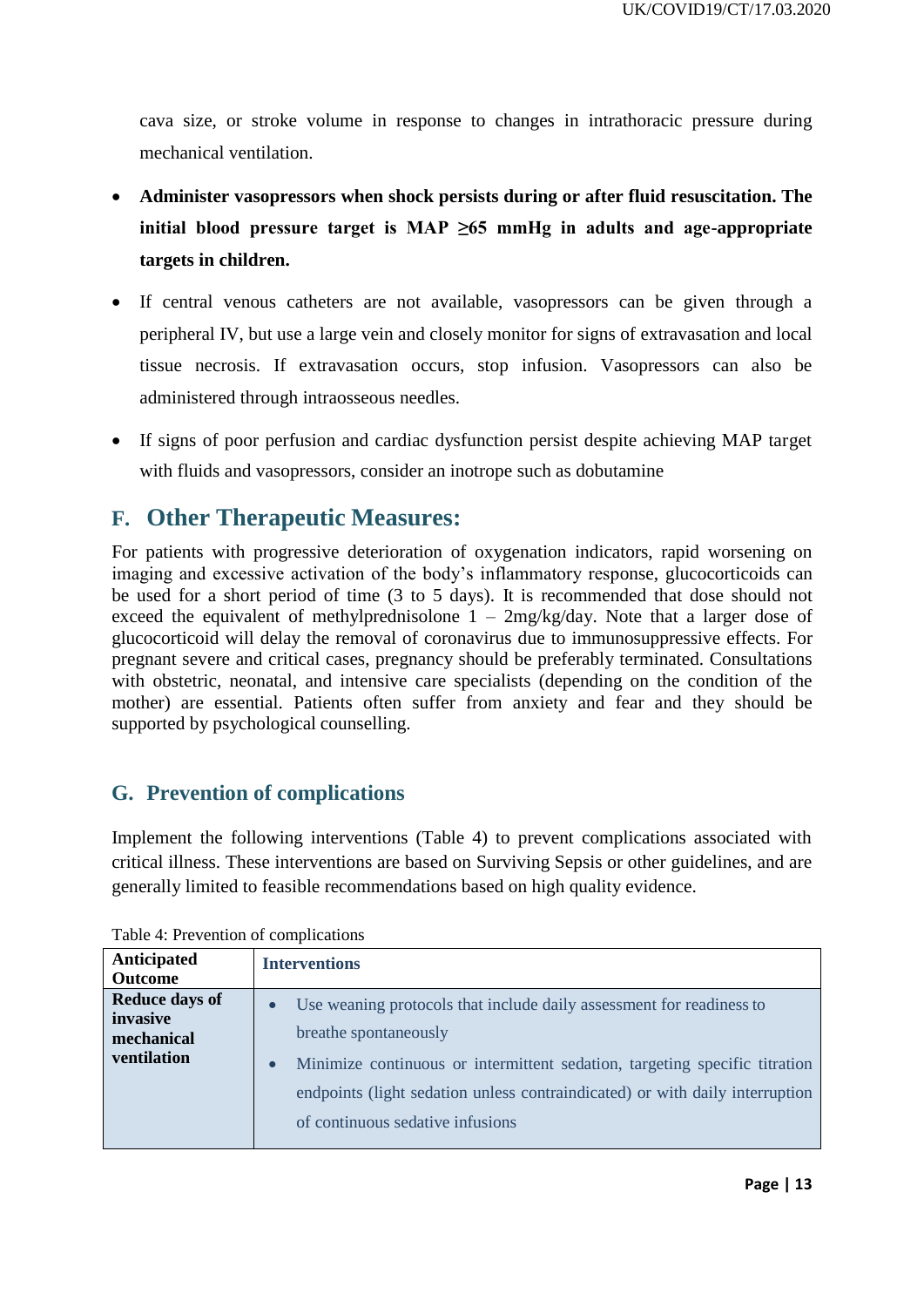cava size, or stroke volume in response to changes in intrathoracic pressure during mechanical ventilation.

- **Administer vasopressors when shock persists during or after fluid resuscitation. The initial blood pressure target is MAP ≥65 mmHg in adults and age-appropriate targets in children.**
- If central venous catheters are not available, vasopressors can be given through a peripheral IV, but use a large vein and closely monitor for signs of extravasation and local tissue necrosis. If extravasation occurs, stop infusion. Vasopressors can also be administered through intraosseous needles.
- If signs of poor perfusion and cardiac dysfunction persist despite achieving MAP target with fluids and vasopressors, consider an inotrope such as dobutamine

## F. Other Therapeutic Measures:

For patients with progressive deterioration of oxygenation indicators, rapid worsening on imaging and excessive activation of the body's inflammatory response, glucocorticoids can be used for a short period of time (3 to 5 days). It is recommended that dose should not exceed the equivalent of methylprednisolone 1 – 2mg/kg/day. Note that a larger dose of glucocorticoid will delay the removal of coronavirus due to immunosuppressive effects. For pregnant severe and critical cases, pregnancy should be preferably terminated. Consultations with obstetric, neonatal, and intensive care specialists (depending on the condition of the mother) are essential. Patients often suffer from anxiety and fear and they should be supported by psychological counselling.

## G. Prevention of complications

Implement the following interventions (Table 4) to prevent complications associated with critical illness. These interventions are based on Surviving Sepsis or other guidelines, and are generally limited to feasible recommendations based on high quality evidence.

Table 4: Prevention of complications

| Anticipated Outcome | Interventions |
|---|---|
| **Reduce days of invasive mechanical ventilation** | • Use weaning protocols that include daily assessment for readiness to breathe spontaneously<br>• Minimize continuous or intermittent sedation, targeting specific titration endpoints (light sedation unless contraindicated) or with daily interruption of continuous sedative infusions |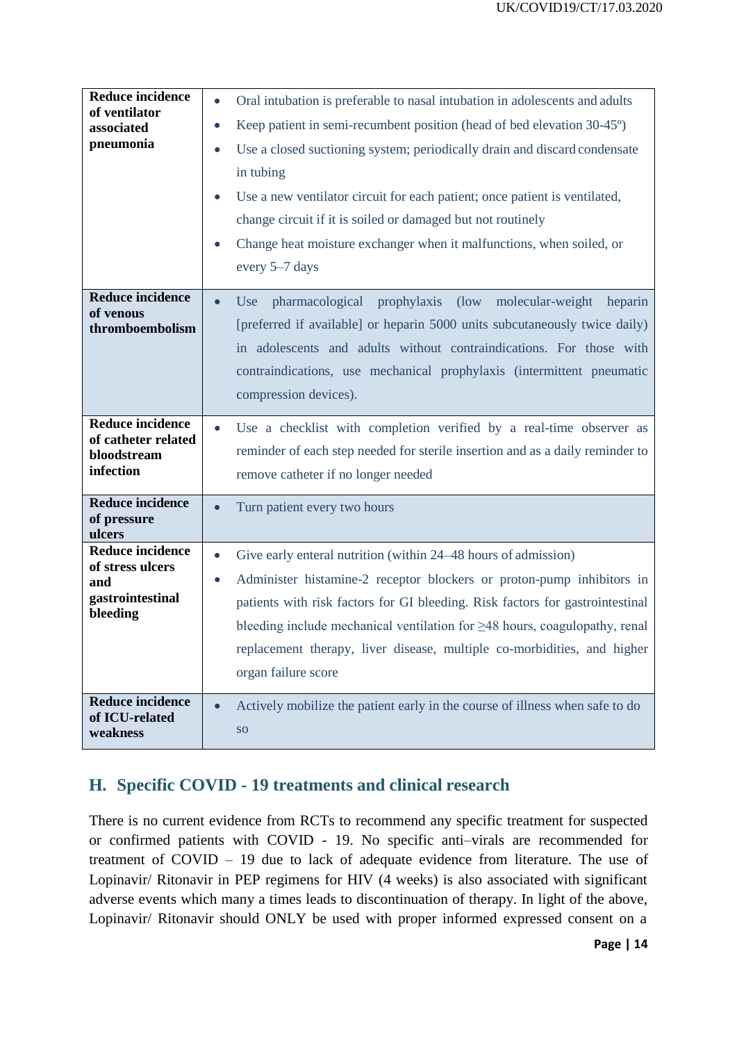| | |
|---|---|
| **Reduce incidence of ventilator associated pneumonia** | • Oral intubation is preferable to nasal intubation in adolescents and adults<br>• Keep patient in semi-recumbent position (head of bed elevation 30-45º)<br>• Use a closed suctioning system; periodically drain and discard condensate in tubing<br>• Use a new ventilator circuit for each patient; once patient is ventilated, change circuit if it is soiled or damaged but not routinely<br>• Change heat moisture exchanger when it malfunctions, when soiled, or every 5–7 days |
| **Reduce incidence of venous thromboembolism** | • Use pharmacological prophylaxis (low molecular-weight heparin [preferred if available] or heparin 5000 units subcutaneously twice daily) in adolescents and adults without contraindications. For those with contraindications, use mechanical prophylaxis (intermittent pneumatic compression devices). |
| **Reduce incidence of catheter related bloodstream infection** | • Use a checklist with completion verified by a real-time observer as reminder of each step needed for sterile insertion and as a daily reminder to remove catheter if no longer needed |
| **Reduce incidence of pressure ulcers** | • Turn patient every two hours |
| **Reduce incidence of stress ulcers and gastrointestinal bleeding** | • Give early enteral nutrition (within 24–48 hours of admission)<br>• Administer histamine-2 receptor blockers or proton-pump inhibitors in patients with risk factors for GI bleeding. Risk factors for gastrointestinal bleeding include mechanical ventilation for ≥48 hours, coagulopathy, renal replacement therapy, liver disease, multiple co-morbidities, and higher organ failure score |
| **Reduce incidence of ICU-related weakness** | • Actively mobilize the patient early in the course of illness when safe to do so |

## H. Specific COVID - 19 treatments and clinical research

There is no current evidence from RCTs to recommend any specific treatment for suspected or confirmed patients with COVID - 19. No specific anti–virals are recommended for treatment of COVID – 19 due to lack of adequate evidence from literature. The use of Lopinavir/ Ritonavir in PEP regimens for HIV (4 weeks) is also associated with significant adverse events which many a times leads to discontinuation of therapy. In light of the above, Lopinavir/ Ritonavir should ONLY be used with proper informed expressed consent on a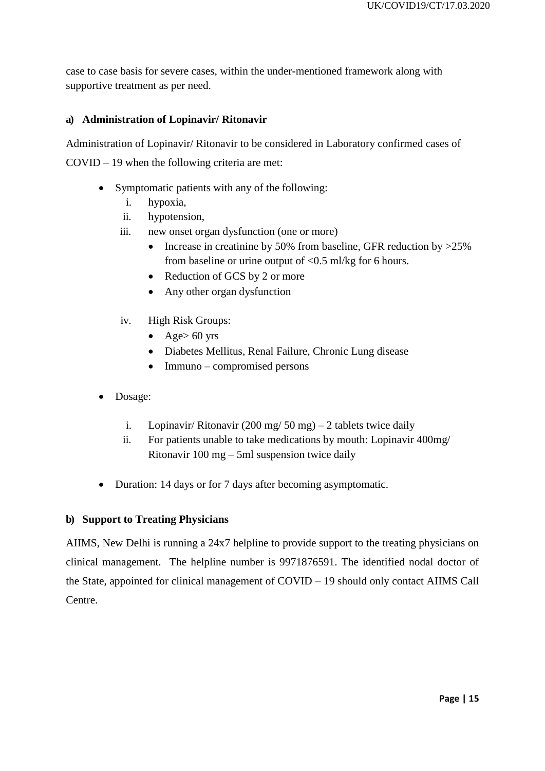case to case basis for severe cases, within the under-mentioned framework along with supportive treatment as per need.

### a) Administration of Lopinavir/ Ritonavir

Administration of Lopinavir/ Ritonavir to be considered in Laboratory confirmed cases of COVID – 19 when the following criteria are met:

- Symptomatic patients with any of the following:
  i. hypoxia,
  ii. hypotension,
  iii. new onset organ dysfunction (one or more)
    - Increase in creatinine by 50% from baseline, GFR reduction by >25% from baseline or urine output of <0.5 ml/kg for 6 hours.
    - Reduction of GCS by 2 or more
    - Any other organ dysfunction

  iv. High Risk Groups:
    - Age> 60 yrs
    - Diabetes Mellitus, Renal Failure, Chronic Lung disease
    - Immuno – compromised persons

- Dosage:

  i. Lopinavir/ Ritonavir (200 mg/ 50 mg) – 2 tablets twice daily
  ii. For patients unable to take medications by mouth: Lopinavir 400mg/ Ritonavir 100 mg – 5ml suspension twice daily

- Duration: 14 days or for 7 days after becoming asymptomatic.

### b) Support to Treating Physicians

AIIMS, New Delhi is running a 24x7 helpline to provide support to the treating physicians on clinical management. The helpline number is 9971876591. The identified nodal doctor of the State, appointed for clinical management of COVID – 19 should only contact AIIMS Call Centre.